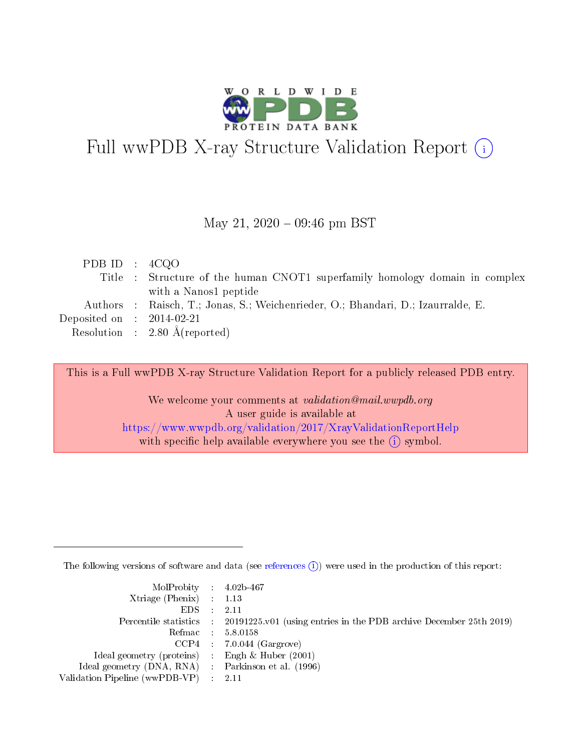# Full wwPDB X-ray Structure Validation Report (i)

May 21, 2020 – 09:46 pm BST

| | | |
|---|---|---|
| PDB ID | : | 4CQO |
| Title | : | Structure of the human CNOT1 superfamily homology domain in complex with a Nanos1 peptide |
| Authors | : | Raisch, T.; Jonas, S.; Weichenrieder, O.; Bhandari, D.; Izaurralde, E. |
| Deposited on | : | 2014-02-21 |
| Resolution | : | 2.80 Å(reported) |

This is a Full wwPDB X-ray Structure Validation Report for a publicly released PDB entry.

We welcome your comments at *validation@mail.wwpdb.org*
A user guide is available at
https://www.wwpdb.org/validation/2017/XrayValidationReportHelp
with specific help available everywhere you see the (i) symbol.

The following versions of software and data (see references (i)) were used in the production of this report:

| | | |
|---|---|---|
| MolProbity | : | 4.02b-467 |
| Xtriage (Phenix) | : | 1.13 |
| EDS | : | 2.11 |
| Percentile statistics | : | 20191225.v01 (using entries in the PDB archive December 25th 2019) |
| Refmac | : | 5.8.0158 |
| CCP4 | : | 7.0.044 (Gargrove) |
| Ideal geometry (proteins) | : | Engh & Huber (2001) |
| Ideal geometry (DNA, RNA) | : | Parkinson et al. (1996) |
| Validation Pipeline (wwPDB-VP) | : | 2.11 |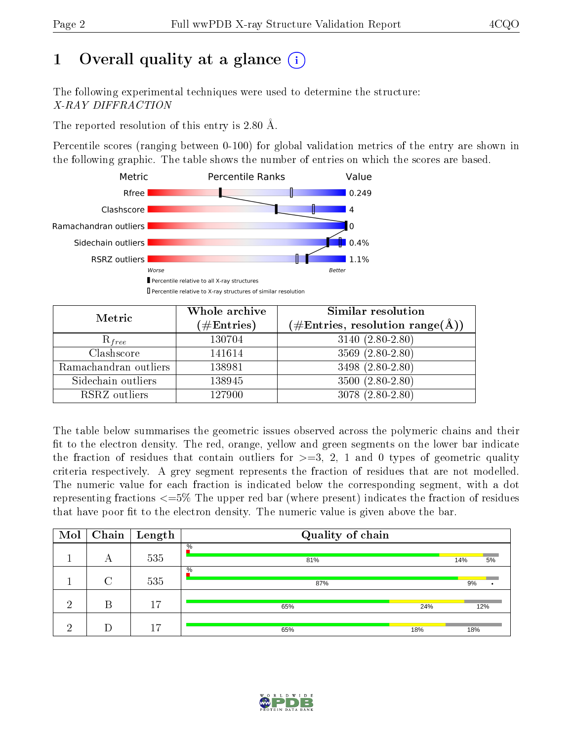# 1 Overall quality at a glance (i)

The following experimental techniques were used to determine the structure:
*X-RAY DIFFRACTION*

The reported resolution of this entry is 2.80 Å.

Percentile scores (ranging between 0-100) for global validation metrics of the entry are shown in the following graphic. The table shows the number of entries on which the scores are based.

| Metric | Value |
|---|---|
| Rfree | 0.249 |
| Clashscore | 4 |
| Ramachandran outliers | 0 |
| Sidechain outliers | 0.4% |
| RSRZ outliers | 1.1% |

Worse — Better

▮ Percentile relative to all X-ray structures
▯ Percentile relative to X-ray structures of similar resolution

| Metric | Whole archive (#Entries) | Similar resolution (#Entries, resolution range(Å)) |
|---|---|---|
| $R_{free}$ | 130704 | 3140 (2.80-2.80) |
| Clashscore | 141614 | 3569 (2.80-2.80) |
| Ramachandran outliers | 138981 | 3498 (2.80-2.80) |
| Sidechain outliers | 138945 | 3500 (2.80-2.80) |
| RSRZ outliers | 127900 | 3078 (2.80-2.80) |

The table below summarises the geometric issues observed across the polymeric chains and their fit to the electron density. The red, orange, yellow and green segments on the lower bar indicate the fraction of residues that contain outliers for >=3, 2, 1 and 0 types of geometric quality criteria respectively. A grey segment represents the fraction of residues that are not modelled. The numeric value for each fraction is indicated below the corresponding segment, with a dot representing fractions <=5% The upper red bar (where present) indicates the fraction of residues that have poor fit to the electron density. The numeric value is given above the bar.

| Mol | Chain | Length | Quality of chain |
|---|---|---|---|
| 1 | A | 535 | %; 81%, 14%, 5% |
| 1 | C | 535 | %; 87%, 9%, • |
| 2 | B | 17 | 65%, 24%, 12% |
| 2 | D | 17 | 65%, 18%, 18% |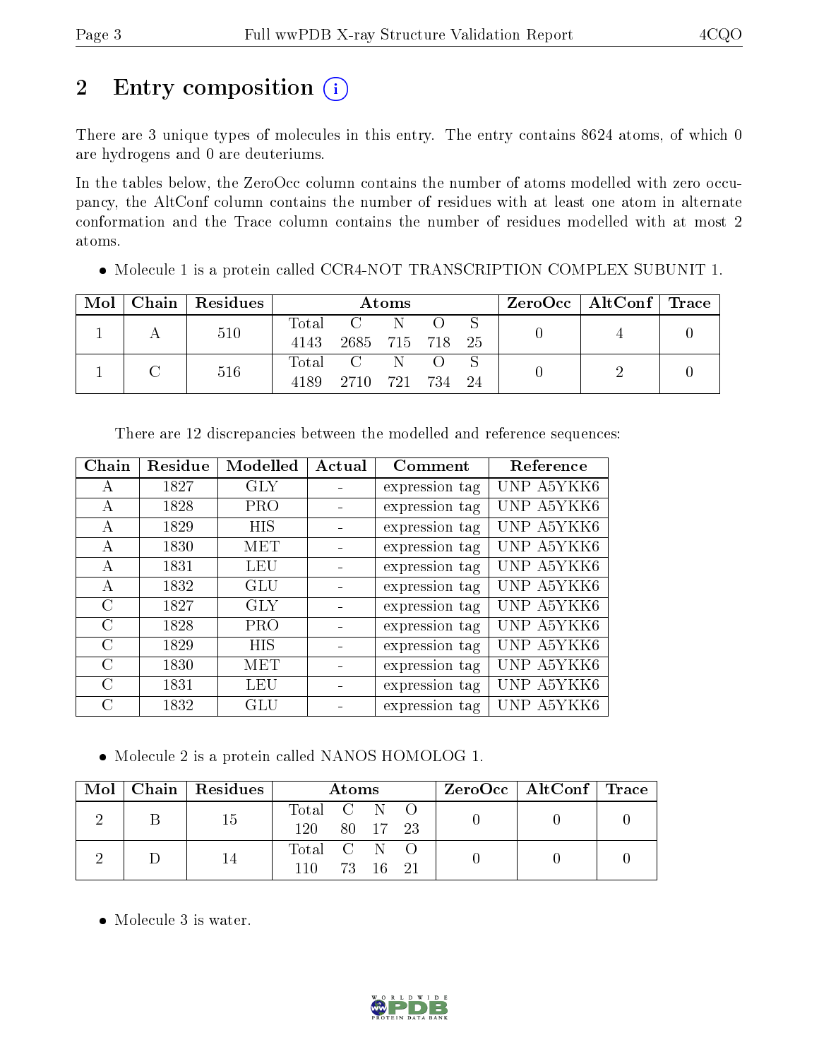# 2 Entry composition

There are 3 unique types of molecules in this entry. The entry contains 8624 atoms, of which 0 are hydrogens and 0 are deuteriums.

In the tables below, the ZeroOcc column contains the number of atoms modelled with zero occupancy, the AltConf column contains the number of residues with at least one atom in alternate conformation and the Trace column contains the number of residues modelled with at most 2 atoms.

- Molecule 1 is a protein called CCR4-NOT TRANSCRIPTION COMPLEX SUBUNIT 1.

| Mol | Chain | Residues | Atoms | | | | | ZeroOcc | AltConf | Trace |
|---|---|---|---|---|---|---|---|---|---|---|
| 1 | A | 510 | Total | C | N | O | S | 0 | 4 | 0 |
| | | | 4143 | 2685 | 715 | 718 | 25 | | | |
| 1 | C | 516 | Total | C | N | O | S | 0 | 2 | 0 |
| | | | 4189 | 2710 | 721 | 734 | 24 | | | |

There are 12 discrepancies between the modelled and reference sequences:

| Chain | Residue | Modelled | Actual | Comment | Reference |
|---|---|---|---|---|---|
| A | 1827 | GLY | - | expression tag | UNP A5YKK6 |
| A | 1828 | PRO | - | expression tag | UNP A5YKK6 |
| A | 1829 | HIS | - | expression tag | UNP A5YKK6 |
| A | 1830 | MET | - | expression tag | UNP A5YKK6 |
| A | 1831 | LEU | - | expression tag | UNP A5YKK6 |
| A | 1832 | GLU | - | expression tag | UNP A5YKK6 |
| C | 1827 | GLY | - | expression tag | UNP A5YKK6 |
| C | 1828 | PRO | - | expression tag | UNP A5YKK6 |
| C | 1829 | HIS | - | expression tag | UNP A5YKK6 |
| C | 1830 | MET | - | expression tag | UNP A5YKK6 |
| C | 1831 | LEU | - | expression tag | UNP A5YKK6 |
| C | 1832 | GLU | - | expression tag | UNP A5YKK6 |

- Molecule 2 is a protein called NANOS HOMOLOG 1.

| Mol | Chain | Residues | Atoms | | | | ZeroOcc | AltConf | Trace |
|---|---|---|---|---|---|---|---|---|---|
| 2 | B | 15 | Total | C | N | O | 0 | 0 | 0 |
| | | | 120 | 80 | 17 | 23 | | | |
| 2 | D | 14 | Total | C | N | O | 0 | 0 | 0 |
| | | | 110 | 73 | 16 | 21 | | | |

- Molecule 3 is water.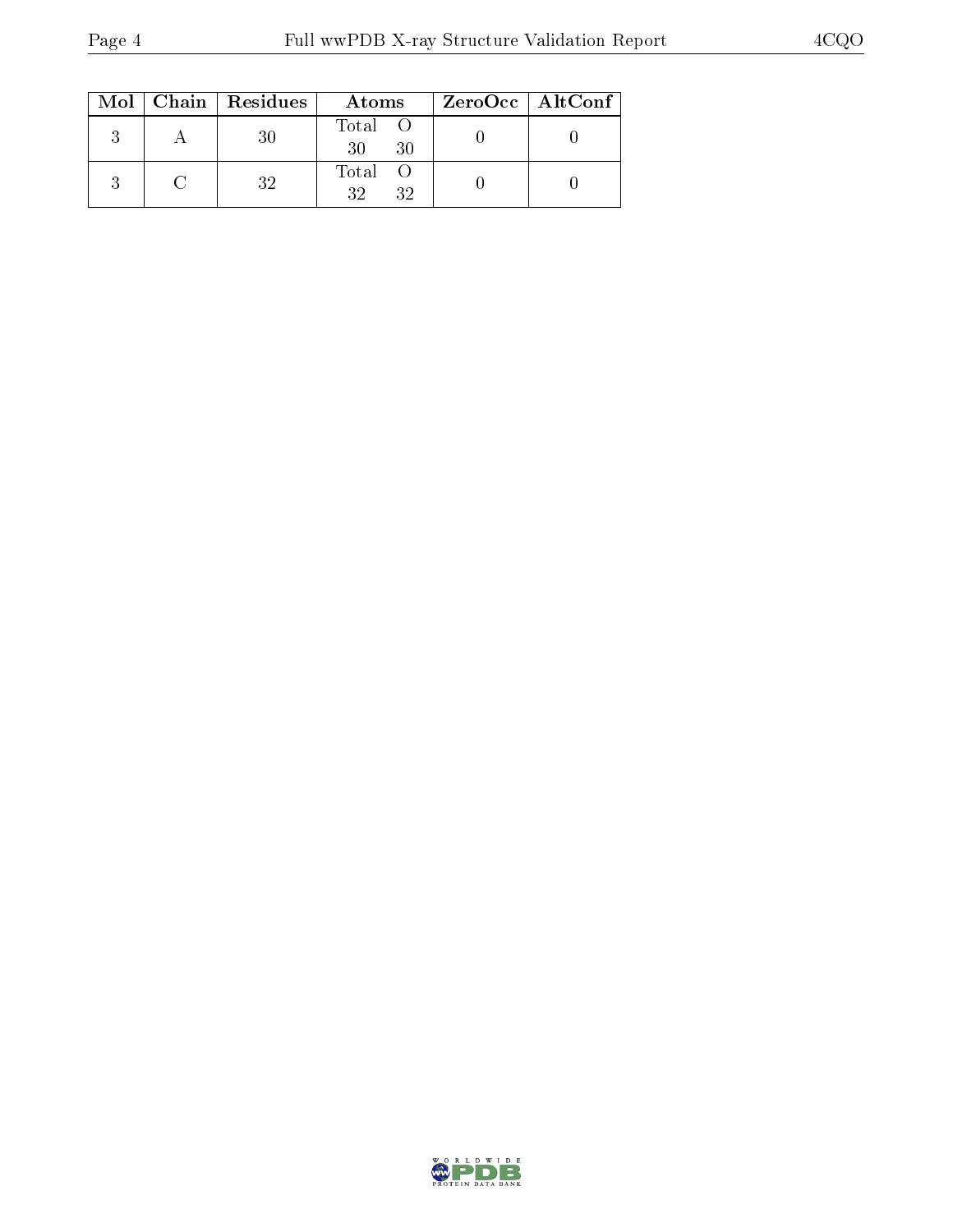| Mol | Chain | Residues | Atoms | | ZeroOcc | AltConf |
|---|---|---|---|---|---|---|
| | | | Total | O | | |
| 3 | A | 30 | 30 | 30 | 0 | 0 |
| 3 | C | 32 | 32 | 32 | 0 | 0 |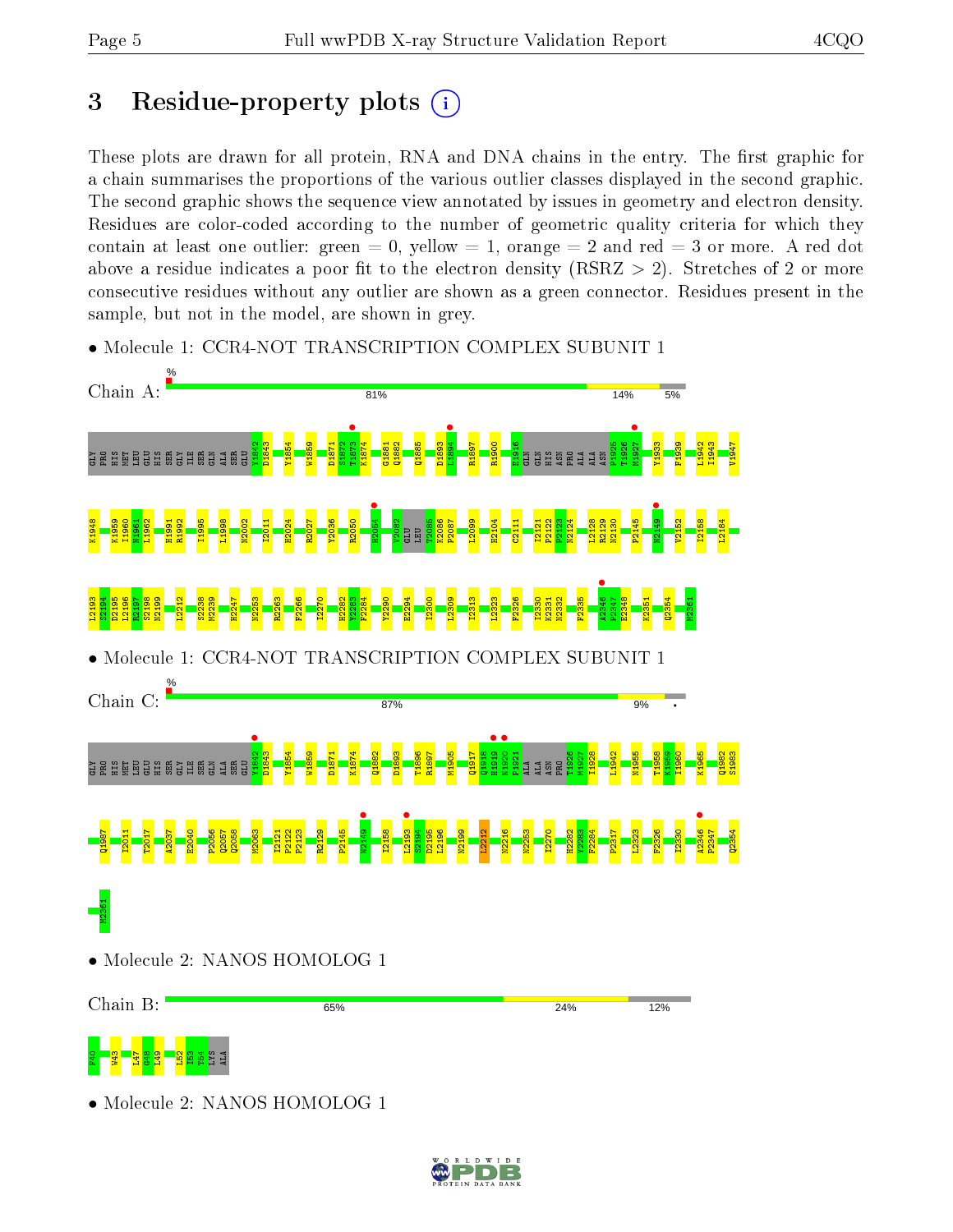# 3 Residue-property plots

These plots are drawn for all protein, RNA and DNA chains in the entry. The first graphic for a chain summarises the proportions of the various outlier classes displayed in the second graphic. The second graphic shows the sequence view annotated by issues in geometry and electron density. Residues are color-coded according to the number of geometric quality criteria for which they contain at least one outlier: green = 0, yellow = 1, orange = 2 and red = 3 or more. A red dot above a residue indicates a poor fit to the electron density (RSRZ > 2). Stretches of 2 or more consecutive residues without any outlier are shown as a green connector. Residues present in the sample, but not in the model, are shown in grey.

- Molecule 1: CCR4-NOT TRANSCRIPTION COMPLEX SUBUNIT 1

Chain A: % | 81% | 14% | 5%

GLY PRO HIS MET LEU GLU HIS SER GLY ILE SER GLN ALA SER GLU Y1842 D1843 Y1854 W1859 D1871 S1872 T1873 K1874 G1881 Q1882 Q1885 D1893 L1894 R1897 R1900 E1916 GLN GLN HIS ASN PRO ALA ALA ASN P1925 T1926 M1927 Y1933 F1939 L1942 I1943 V1947 K1948 K1959 I1960 M1961 L1962 H1991 R1992 I1995 L1998 N2002 I2011 H2024 R2027 Y2036 R2050 H2054 V2082 GLU LEU T2085 K2086 F2087 L2099 H2104 C2111 I2121 P2122 P2123 N2124 L2128 R2129 N2130 F2145 M2149 V2152 I2158 L2184 L2193 S2194 D2195 L2196 R2197 S2198 N2199 I2212 S2238 M2239 H2247 N2253 R2263 F2266 I2270 H2282 Y2283 F2284 Y2290 E2294 I2300 L2309 I2313 L2323 F2326 I2330 K2331 N2332 F2335 A2346 P2347 E2348 K2351 Q2354 M2361

- Molecule 1: CCR4-NOT TRANSCRIPTION COMPLEX SUBUNIT 1

Chain C: % | 87% | 9% | •

GLY PRO HIS MET LEU GLU HIS SER GLY ILE SER GLN ALA SER GLU Y1842 D1843 Y1854 W1859 D1871 K1874 Q1882 D1893 T1896 R1897 M1905 Q1917 Q1918 H1919 N1920 P1921 ALA ALA ASN PRO T1926 M1927 I1928 L1942 N1955 T1958 K1959 I1960 K1965 Q1982 S1983 Q1987 I2011 T2017 A2037 E2040 P2056 Q2057 Q2058 M2063 I2121 P2122 P2123 R2129 F2145 M2149 I2158 L2193 S2194 D2195 L2196 N2199 L2212 M2216 N2253 I2270 H2282 Y2283 F2284 P2317 L2323 F2326 I2330 A2346 P2347 Q2354 M2361

- Molecule 2: NANOS HOMOLOG 1

Chain B: 65% | 24% | 12%

F40 W43 L47 G48 L49 L52 I53 T54 LYS ALA

- Molecule 2: NANOS HOMOLOG 1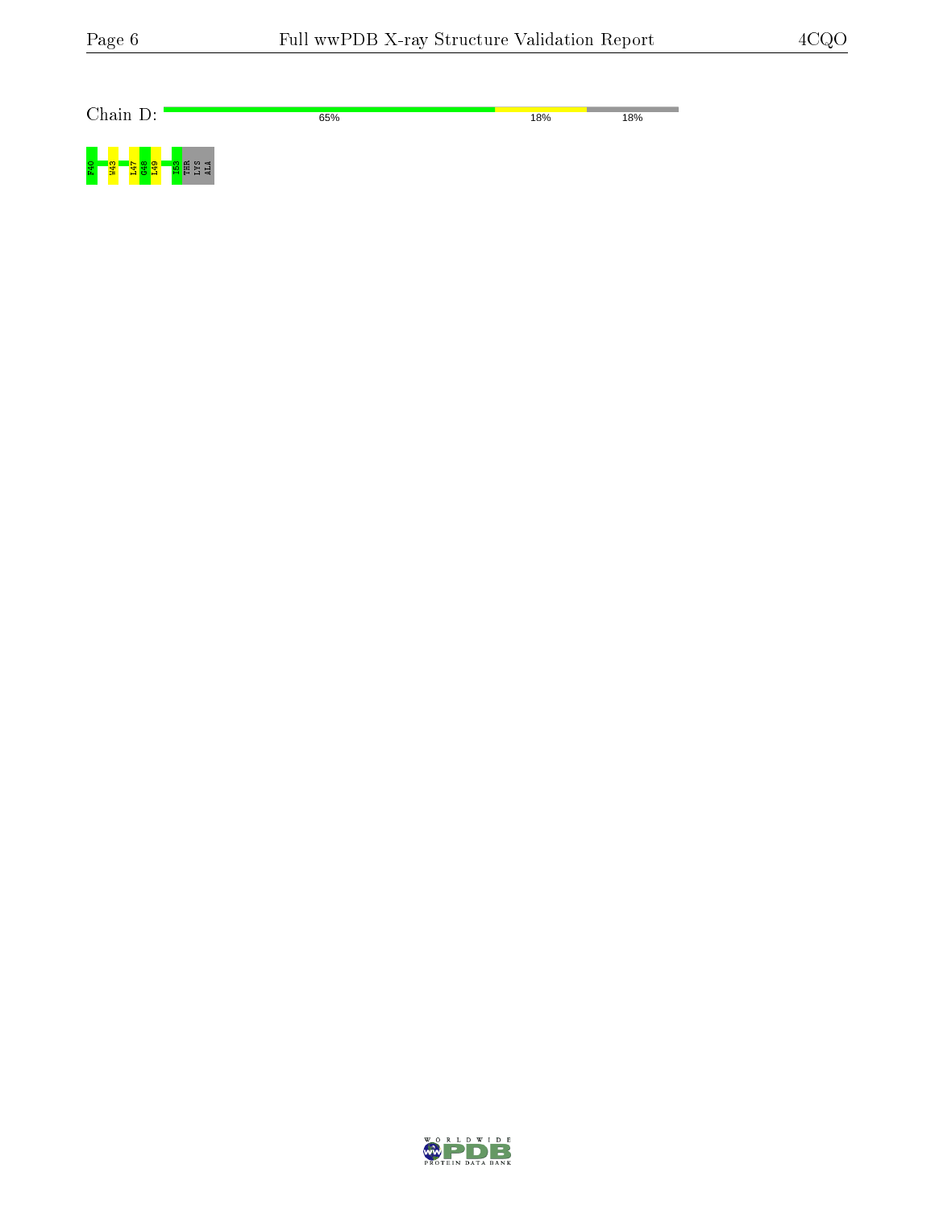Chain D: 65% 18% 18%

F40 W43 L47 G48 L49 I53 THR LYS ALA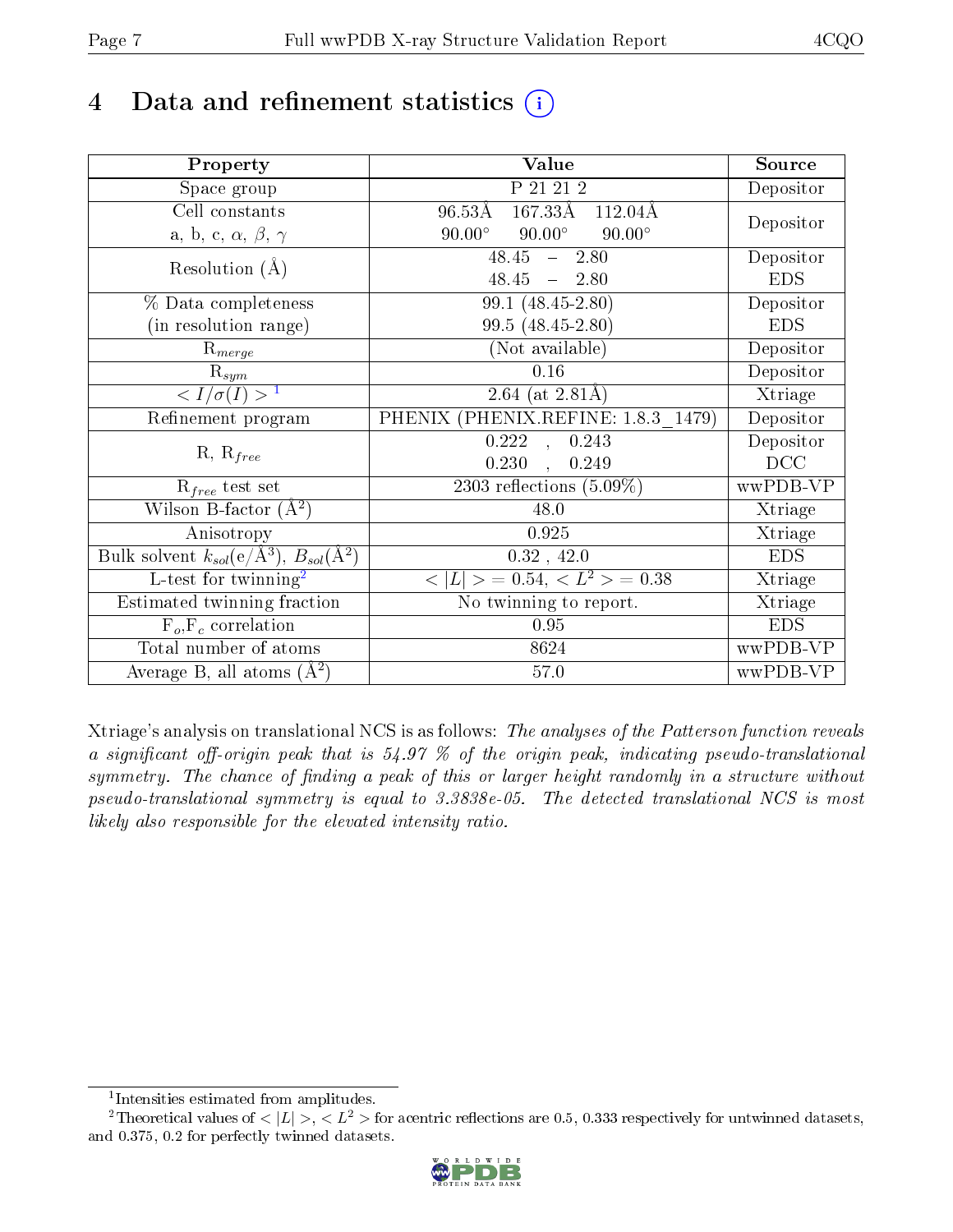# 4 Data and refinement statistics

| Property | Value | Source |
|---|---|---|
| Space group | P 21 21 2 | Depositor |
| Cell constants<br>a, b, c, $\alpha$, $\beta$, $\gamma$ | 96.53Å 167.33Å 112.04Å<br>90.00° 90.00° 90.00° | Depositor |
| Resolution (Å) | 48.45 – 2.80<br>48.45 – 2.80 | Depositor<br>EDS |
| % Data completeness<br>(in resolution range) | 99.1 (48.45-2.80)<br>99.5 (48.45-2.80) | Depositor<br>EDS |
| $R_{merge}$ | (Not available) | Depositor |
| $R_{sym}$ | 0.16 | Depositor |
| $< I/\sigma(I) >$ [1] | 2.64 (at 2.81Å) | Xtriage |
| Refinement program | PHENIX (PHENIX.REFINE: 1.8.3_1479) | Depositor |
| R, $R_{free}$ | 0.222 , 0.243<br>0.230 , 0.249 | Depositor<br>DCC |
| $R_{free}$ test set | 2303 reflections (5.09%) | wwPDB-VP |
| Wilson B-factor (Å$^2$) | 48.0 | Xtriage |
| Anisotropy | 0.925 | Xtriage |
| Bulk solvent $k_{sol}$(e/Å$^3$), $B_{sol}$(Å$^2$) | 0.32 , 42.0 | EDS |
| L-test for twinning[2] | $< \|L\| >= 0.54$, $< L^2 >= 0.38$ | Xtriage |
| Estimated twinning fraction | No twinning to report. | Xtriage |
| $F_o$,$F_c$ correlation | 0.95 | EDS |
| Total number of atoms | 8624 | wwPDB-VP |
| Average B, all atoms (Å$^2$) | 57.0 | wwPDB-VP |

Xtriage's analysis on translational NCS is as follows: *The analyses of the Patterson function reveals a significant off-origin peak that is 54.97 % of the origin peak, indicating pseudo-translational symmetry. The chance of finding a peak of this or larger height randomly in a structure without pseudo-translational symmetry is equal to 3.3838e-05. The detected translational NCS is most likely also responsible for the elevated intensity ratio.*

[1] Intensities estimated from amplitudes.

[2] Theoretical values of $< |L| >$, $< L^2 >$ for acentric reflections are 0.5, 0.333 respectively for untwinned datasets, and 0.375, 0.2 for perfectly twinned datasets.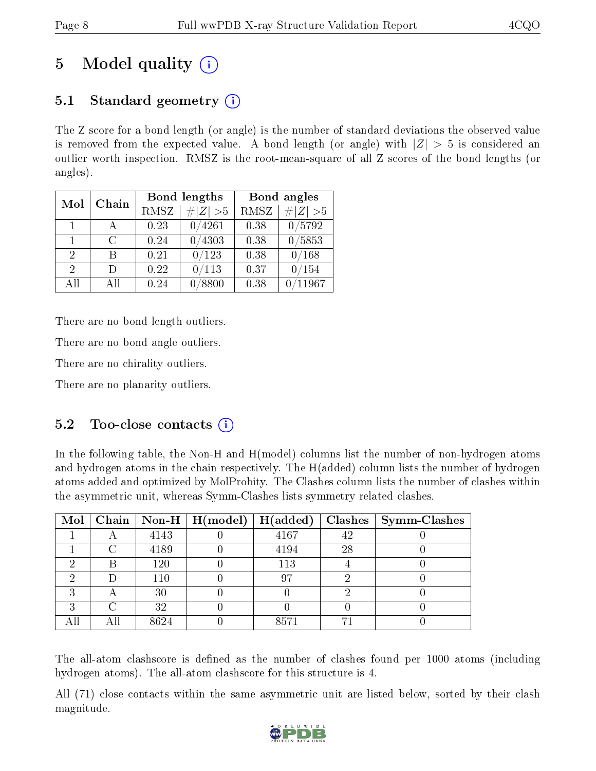# 5 Model quality

## 5.1 Standard geometry

The Z score for a bond length (or angle) is the number of standard deviations the observed value is removed from the expected value. A bond length (or angle) with $|Z| > 5$ is considered an outlier worth inspection. RMSZ is the root-mean-square of all Z scores of the bond lengths (or angles).

| Mol | Chain | Bond lengths | | Bond angles | |
|---|---|---|---|---|---|
| | | RMSZ | #\|Z\| >5 | RMSZ | #\|Z\| >5 |
| 1 | A | 0.23 | 0/4261 | 0.38 | 0/5792 |
| 1 | C | 0.24 | 0/4303 | 0.38 | 0/5853 |
| 2 | B | 0.21 | 0/123 | 0.38 | 0/168 |
| 2 | D | 0.22 | 0/113 | 0.37 | 0/154 |
| All | All | 0.24 | 0/8800 | 0.38 | 0/11967 |

There are no bond length outliers.

There are no bond angle outliers.

There are no chirality outliers.

There are no planarity outliers.

## 5.2 Too-close contacts

In the following table, the Non-H and H(model) columns list the number of non-hydrogen atoms and hydrogen atoms in the chain respectively. The H(added) column lists the number of hydrogen atoms added and optimized by MolProbity. The Clashes column lists the number of clashes within the asymmetric unit, whereas Symm-Clashes lists symmetry related clashes.

| Mol | Chain | Non-H | H(model) | H(added) | Clashes | Symm-Clashes |
|---|---|---|---|---|---|---|
| 1 | A | 4143 | 0 | 4167 | 42 | 0 |
| 1 | C | 4189 | 0 | 4194 | 28 | 0 |
| 2 | B | 120 | 0 | 113 | 4 | 0 |
| 2 | D | 110 | 0 | 97 | 2 | 0 |
| 3 | A | 30 | 0 | 0 | 2 | 0 |
| 3 | C | 32 | 0 | 0 | 0 | 0 |
| All | All | 8624 | 0 | 8571 | 71 | 0 |

The all-atom clashscore is defined as the number of clashes found per 1000 atoms (including hydrogen atoms). The all-atom clashscore for this structure is 4.

All (71) close contacts within the same asymmetric unit are listed below, sorted by their clash magnitude.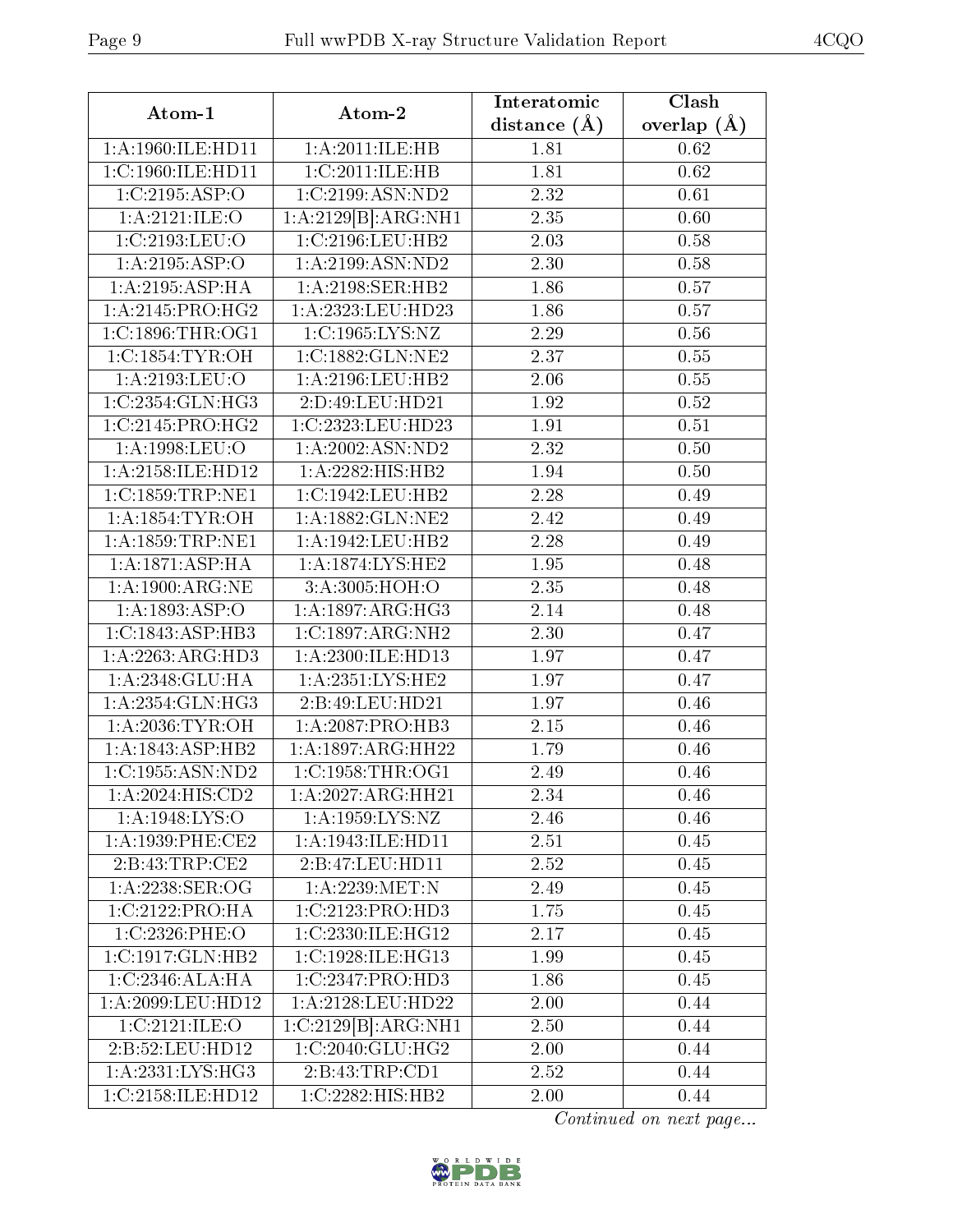| Atom-1 | Atom-2 | Interatomic distance (Å) | Clash overlap (Å) |
|---|---|---|---|
| 1:A:1960:ILE:HD11 | 1:A:2011:ILE:HB | 1.81 | 0.62 |
| 1:C:1960:ILE:HD11 | 1:C:2011:ILE:HB | 1.81 | 0.62 |
| 1:C:2195:ASP:O | 1:C:2199:ASN:ND2 | 2.32 | 0.61 |
| 1:A:2121:ILE:O | 1:A:2129[B]:ARG:NH1 | 2.35 | 0.60 |
| 1:C:2193:LEU:O | 1:C:2196:LEU:HB2 | 2.03 | 0.58 |
| 1:A:2195:ASP:O | 1:A:2199:ASN:ND2 | 2.30 | 0.58 |
| 1:A:2195:ASP:HA | 1:A:2198:SER:HB2 | 1.86 | 0.57 |
| 1:A:2145:PRO:HG2 | 1:A:2323:LEU:HD23 | 1.86 | 0.57 |
| 1:C:1896:THR:OG1 | 1:C:1965:LYS:NZ | 2.29 | 0.56 |
| 1:C:1854:TYR:OH | 1:C:1882:GLN:NE2 | 2.37 | 0.55 |
| 1:A:2193:LEU:O | 1:A:2196:LEU:HB2 | 2.06 | 0.55 |
| 1:C:2354:GLN:HG3 | 2:D:49:LEU:HD21 | 1.92 | 0.52 |
| 1:C:2145:PRO:HG2 | 1:C:2323:LEU:HD23 | 1.91 | 0.51 |
| 1:A:1998:LEU:O | 1:A:2002:ASN:ND2 | 2.32 | 0.50 |
| 1:A:2158:ILE:HD12 | 1:A:2282:HIS:HB2 | 1.94 | 0.50 |
| 1:C:1859:TRP:NE1 | 1:C:1942:LEU:HB2 | 2.28 | 0.49 |
| 1:A:1854:TYR:OH | 1:A:1882:GLN:NE2 | 2.42 | 0.49 |
| 1:A:1859:TRP:NE1 | 1:A:1942:LEU:HB2 | 2.28 | 0.49 |
| 1:A:1871:ASP:HA | 1:A:1874:LYS:HE2 | 1.95 | 0.48 |
| 1:A:1900:ARG:NE | 3:A:3005:HOH:O | 2.35 | 0.48 |
| 1:A:1893:ASP:O | 1:A:1897:ARG:HG3 | 2.14 | 0.48 |
| 1:C:1843:ASP:HB3 | 1:C:1897:ARG:NH2 | 2.30 | 0.47 |
| 1:A:2263:ARG:HD3 | 1:A:2300:ILE:HD13 | 1.97 | 0.47 |
| 1:A:2348:GLU:HA | 1:A:2351:LYS:HE2 | 1.97 | 0.47 |
| 1:A:2354:GLN:HG3 | 2:B:49:LEU:HD21 | 1.97 | 0.46 |
| 1:A:2036:TYR:OH | 1:A:2087:PRO:HB3 | 2.15 | 0.46 |
| 1:A:1843:ASP:HB2 | 1:A:1897:ARG:HH22 | 1.79 | 0.46 |
| 1:C:1955:ASN:ND2 | 1:C:1958:THR:OG1 | 2.49 | 0.46 |
| 1:A:2024:HIS:CD2 | 1:A:2027:ARG:HH21 | 2.34 | 0.46 |
| 1:A:1948:LYS:O | 1:A:1959:LYS:NZ | 2.46 | 0.46 |
| 1:A:1939:PHE:CE2 | 1:A:1943:ILE:HD11 | 2.51 | 0.45 |
| 2:B:43:TRP:CE2 | 2:B:47:LEU:HD11 | 2.52 | 0.45 |
| 1:A:2238:SER:OG | 1:A:2239:MET:N | 2.49 | 0.45 |
| 1:C:2122:PRO:HA | 1:C:2123:PRO:HD3 | 1.75 | 0.45 |
| 1:C:2326:PHE:O | 1:C:2330:ILE:HG12 | 2.17 | 0.45 |
| 1:C:1917:GLN:HB2 | 1:C:1928:ILE:HG13 | 1.99 | 0.45 |
| 1:C:2346:ALA:HA | 1:C:2347:PRO:HD3 | 1.86 | 0.45 |
| 1:A:2099:LEU:HD12 | 1:A:2128:LEU:HD22 | 2.00 | 0.44 |
| 1:C:2121:ILE:O | 1:C:2129[B]:ARG:NH1 | 2.50 | 0.44 |
| 2:B:52:LEU:HD12 | 1:C:2040:GLU:HG2 | 2.00 | 0.44 |
| 1:A:2331:LYS:HG3 | 2:B:43:TRP:CD1 | 2.52 | 0.44 |
| 1:C:2158:ILE:HD12 | 1:C:2282:HIS:HB2 | 2.00 | 0.44 |

*Continued on next page...*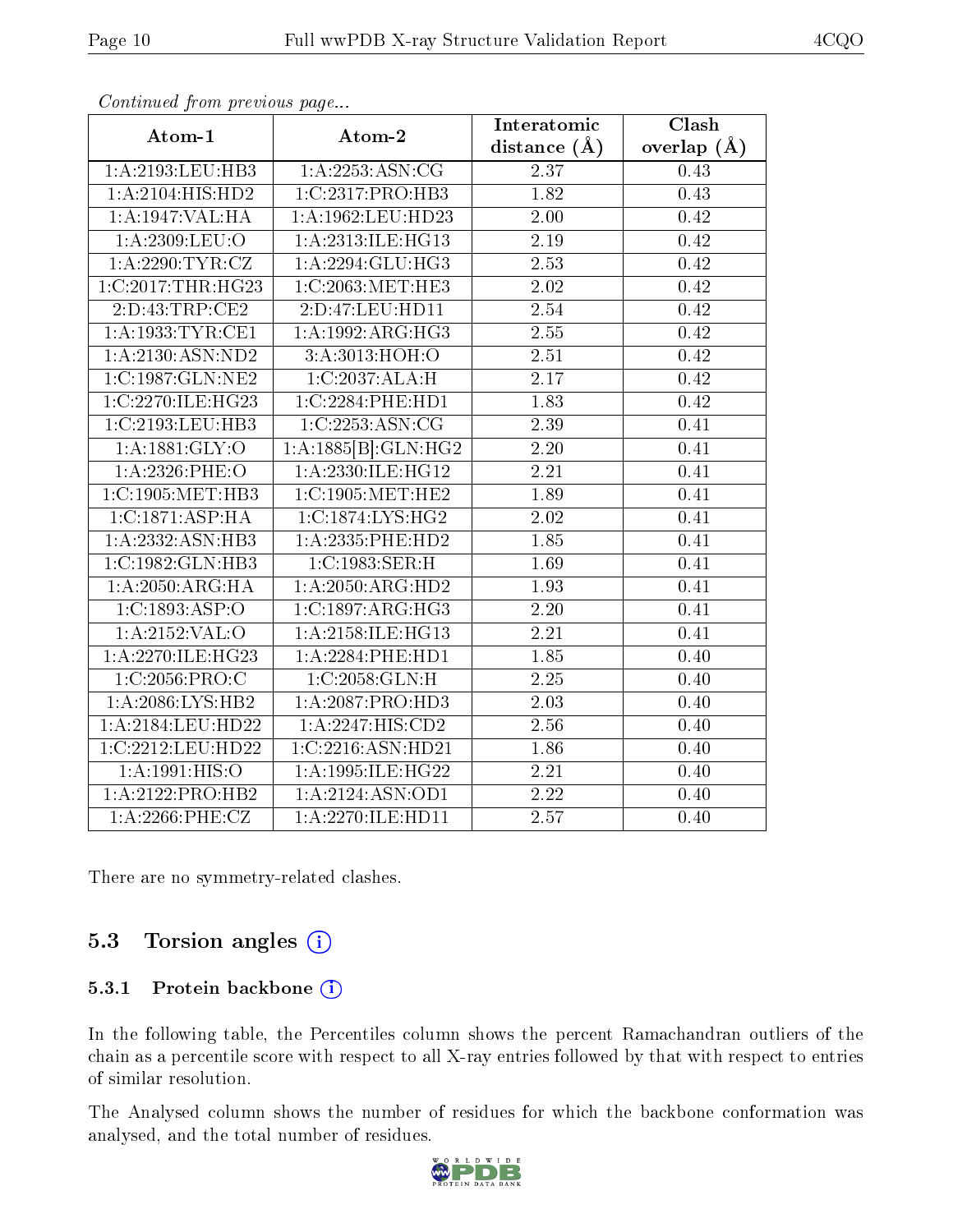*Continued from previous page...*

| Atom-1 | Atom-2 | Interatomic distance (Å) | Clash overlap (Å) |
|---|---|---|---|
| 1:A:2193:LEU:HB3 | 1:A:2253:ASN:CG | 2.37 | 0.43 |
| 1:A:2104:HIS:HD2 | 1:C:2317:PRO:HB3 | 1.82 | 0.43 |
| 1:A:1947:VAL:HA | 1:A:1962:LEU:HD23 | 2.00 | 0.42 |
| 1:A:2309:LEU:O | 1:A:2313:ILE:HG13 | 2.19 | 0.42 |
| 1:A:2290:TYR:CZ | 1:A:2294:GLU:HG3 | 2.53 | 0.42 |
| 1:C:2017:THR:HG23 | 1:C:2063:MET:HE3 | 2.02 | 0.42 |
| 2:D:43:TRP:CE2 | 2:D:47:LEU:HD11 | 2.54 | 0.42 |
| 1:A:1933:TYR:CE1 | 1:A:1992:ARG:HG3 | 2.55 | 0.42 |
| 1:A:2130:ASN:ND2 | 3:A:3013:HOH:O | 2.51 | 0.42 |
| 1:C:1987:GLN:NE2 | 1:C:2037:ALA:H | 2.17 | 0.42 |
| 1:C:2270:ILE:HG23 | 1:C:2284:PHE:HD1 | 1.83 | 0.42 |
| 1:C:2193:LEU:HB3 | 1:C:2253:ASN:CG | 2.39 | 0.41 |
| 1:A:1881:GLY:O | 1:A:1885[B]:GLN:HG2 | 2.20 | 0.41 |
| 1:A:2326:PHE:O | 1:A:2330:ILE:HG12 | 2.21 | 0.41 |
| 1:C:1905:MET:HB3 | 1:C:1905:MET:HE2 | 1.89 | 0.41 |
| 1:C:1871:ASP:HA | 1:C:1874:LYS:HG2 | 2.02 | 0.41 |
| 1:A:2332:ASN:HB3 | 1:A:2335:PHE:HD2 | 1.85 | 0.41 |
| 1:C:1982:GLN:HB3 | 1:C:1983:SER:H | 1.69 | 0.41 |
| 1:A:2050:ARG:HA | 1:A:2050:ARG:HD2 | 1.93 | 0.41 |
| 1:C:1893:ASP:O | 1:C:1897:ARG:HG3 | 2.20 | 0.41 |
| 1:A:2152:VAL:O | 1:A:2158:ILE:HG13 | 2.21 | 0.41 |
| 1:A:2270:ILE:HG23 | 1:A:2284:PHE:HD1 | 1.85 | 0.40 |
| 1:C:2056:PRO:C | 1:C:2058:GLN:H | 2.25 | 0.40 |
| 1:A:2086:LYS:HB2 | 1:A:2087:PRO:HD3 | 2.03 | 0.40 |
| 1:A:2184:LEU:HD22 | 1:A:2247:HIS:CD2 | 2.56 | 0.40 |
| 1:C:2212:LEU:HD22 | 1:C:2216:ASN:HD21 | 1.86 | 0.40 |
| 1:A:1991:HIS:O | 1:A:1995:ILE:HG22 | 2.21 | 0.40 |
| 1:A:2122:PRO:HB2 | 1:A:2124:ASN:OD1 | 2.22 | 0.40 |
| 1:A:2266:PHE:CZ | 1:A:2270:ILE:HD11 | 2.57 | 0.40 |

There are no symmetry-related clashes.

## 5.3 Torsion angles

### 5.3.1 Protein backbone

In the following table, the Percentiles column shows the percent Ramachandran outliers of the chain as a percentile score with respect to all X-ray entries followed by that with respect to entries of similar resolution.

The Analysed column shows the number of residues for which the backbone conformation was analysed, and the total number of residues.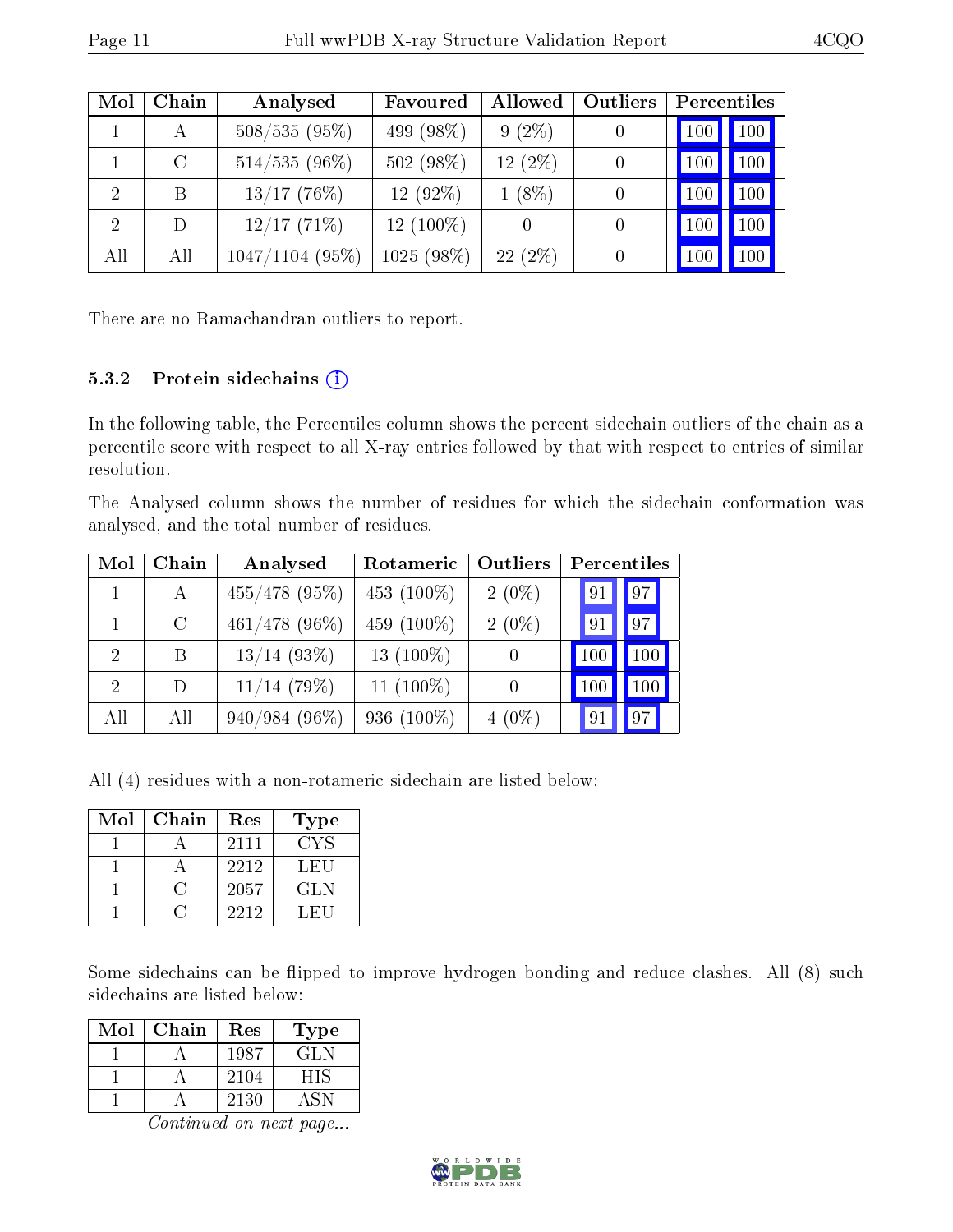| Mol | Chain | Analysed | Favoured | Allowed | Outliers | Percentiles | |
|---|---|---|---|---|---|---|---|
| 1 | A | 508/535 (95%) | 499 (98%) | 9 (2%) | 0 | 100 | 100 |
| 1 | C | 514/535 (96%) | 502 (98%) | 12 (2%) | 0 | 100 | 100 |
| 2 | B | 13/17 (76%) | 12 (92%) | 1 (8%) | 0 | 100 | 100 |
| 2 | D | 12/17 (71%) | 12 (100%) | 0 | 0 | 100 | 100 |
| All | All | 1047/1104 (95%) | 1025 (98%) | 22 (2%) | 0 | 100 | 100 |

There are no Ramachandran outliers to report.

### 5.3.2 Protein sidechains (i)

In the following table, the Percentiles column shows the percent sidechain outliers of the chain as a percentile score with respect to all X-ray entries followed by that with respect to entries of similar resolution.

The Analysed column shows the number of residues for which the sidechain conformation was analysed, and the total number of residues.

| Mol | Chain | Analysed | Rotameric | Outliers | Percentiles | |
|---|---|---|---|---|---|---|
| 1 | A | 455/478 (95%) | 453 (100%) | 2 (0%) | 91 | 97 |
| 1 | C | 461/478 (96%) | 459 (100%) | 2 (0%) | 91 | 97 |
| 2 | B | 13/14 (93%) | 13 (100%) | 0 | 100 | 100 |
| 2 | D | 11/14 (79%) | 11 (100%) | 0 | 100 | 100 |
| All | All | 940/984 (96%) | 936 (100%) | 4 (0%) | 91 | 97 |

All (4) residues with a non-rotameric sidechain are listed below:

| Mol | Chain | Res | Type |
|---|---|---|---|
| 1 | A | 2111 | CYS |
| 1 | A | 2212 | LEU |
| 1 | C | 2057 | GLN |
| 1 | C | 2212 | LEU |

Some sidechains can be flipped to improve hydrogen bonding and reduce clashes. All (8) such sidechains are listed below:

| Mol | Chain | Res | Type |
|---|---|---|---|
| 1 | A | 1987 | GLN |
| 1 | A | 2104 | HIS |
| 1 | A | 2130 | ASN |

*Continued on next page...*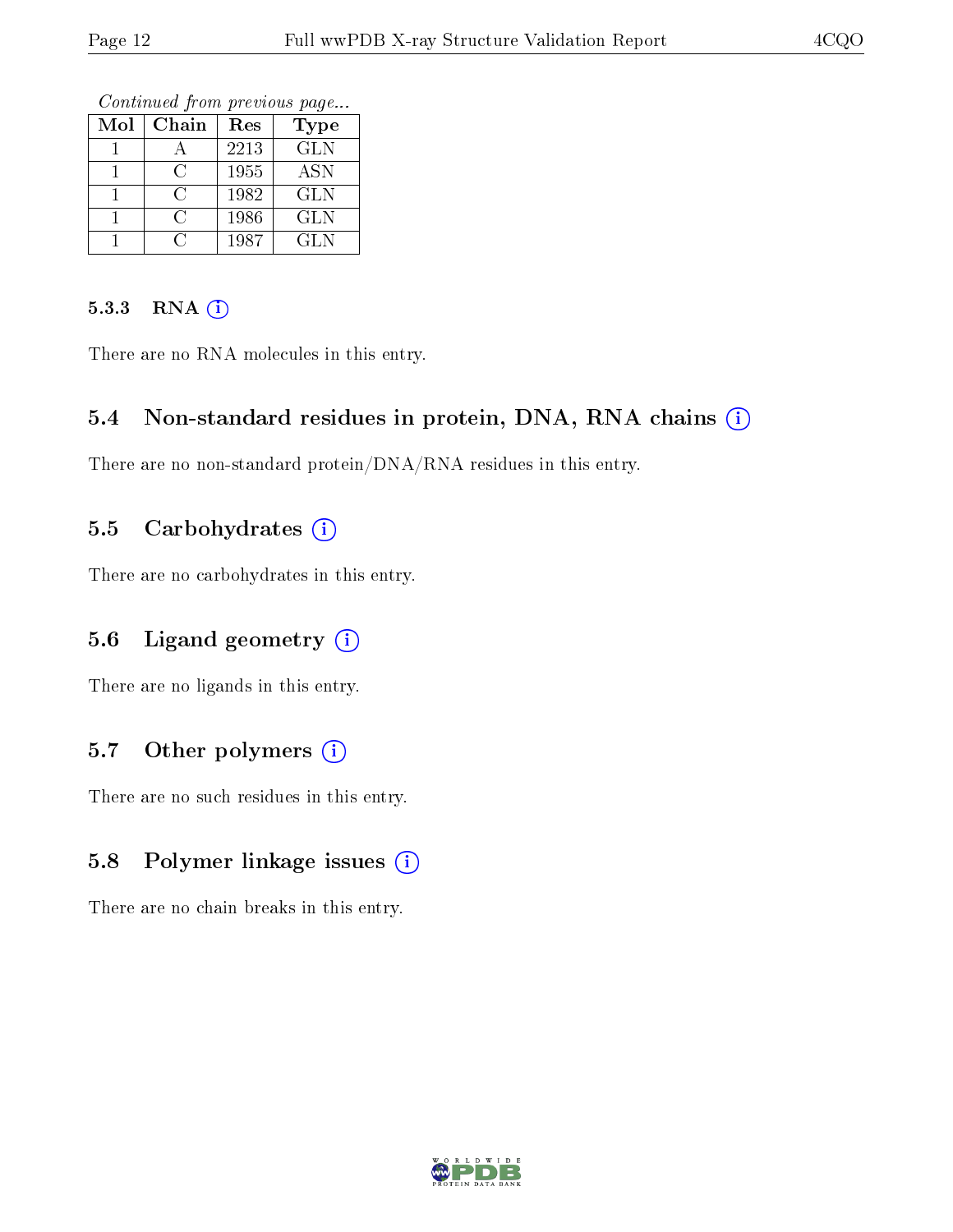*Continued from previous page...*

| Mol | Chain | Res | Type |
| --- | --- | --- | --- |
| 1 | A | 2213 | GLN |
| 1 | C | 1955 | ASN |
| 1 | C | 1982 | GLN |
| 1 | C | 1986 | GLN |
| 1 | C | 1987 | GLN |

#### 5.3.3 RNA

There are no RNA molecules in this entry.

### 5.4 Non-standard residues in protein, DNA, RNA chains

There are no non-standard protein/DNA/RNA residues in this entry.

### 5.5 Carbohydrates

There are no carbohydrates in this entry.

### 5.6 Ligand geometry

There are no ligands in this entry.

### 5.7 Other polymers

There are no such residues in this entry.

### 5.8 Polymer linkage issues

There are no chain breaks in this entry.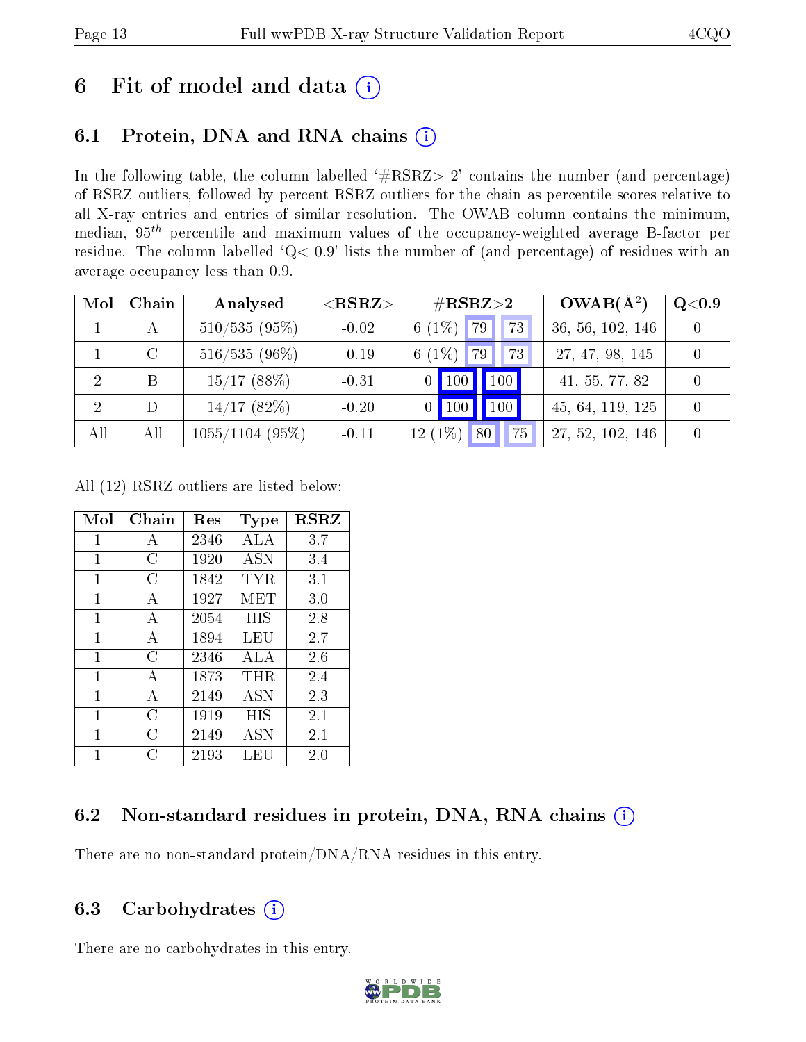# 6 Fit of model and data (i)

## 6.1 Protein, DNA and RNA chains (i)

In the following table, the column labelled '#RSRZ> 2' contains the number (and percentage) of RSRZ outliers, followed by percent RSRZ outliers for the chain as percentile scores relative to all X-ray entries and entries of similar resolution. The OWAB column contains the minimum, median, $95^{th}$ percentile and maximum values of the occupancy-weighted average B-factor per residue. The column labelled 'Q< 0.9' lists the number of (and percentage) of residues with an average occupancy less than 0.9.

| Mol | Chain | Analysed | <RSRZ> | #RSRZ>2 | | | OWAB(Å$^2$) | Q<0.9 |
|---|---|---|---|---|---|---|---|---|
| 1 | A | 510/535 (95%) | -0.02 | 6 (1%) | 79 | 73 | 36, 56, 102, 146 | 0 |
| 1 | C | 516/535 (96%) | -0.19 | 6 (1%) | 79 | 73 | 27, 47, 98, 145 | 0 |
| 2 | B | 15/17 (88%) | -0.31 | 0 | 100 | 100 | 41, 55, 77, 82 | 0 |
| 2 | D | 14/17 (82%) | -0.20 | 0 | 100 | 100 | 45, 64, 119, 125 | 0 |
| All | All | 1055/1104 (95%) | -0.11 | 12 (1%) | 80 | 75 | 27, 52, 102, 146 | 0 |

All (12) RSRZ outliers are listed below:

| Mol | Chain | Res | Type | RSRZ |
|---|---|---|---|---|
| 1 | A | 2346 | ALA | 3.7 |
| 1 | C | 1920 | ASN | 3.4 |
| 1 | C | 1842 | TYR | 3.1 |
| 1 | A | 1927 | MET | 3.0 |
| 1 | A | 2054 | HIS | 2.8 |
| 1 | A | 1894 | LEU | 2.7 |
| 1 | C | 2346 | ALA | 2.6 |
| 1 | A | 1873 | THR | 2.4 |
| 1 | A | 2149 | ASN | 2.3 |
| 1 | C | 1919 | HIS | 2.1 |
| 1 | C | 2149 | ASN | 2.1 |
| 1 | C | 2193 | LEU | 2.0 |

## 6.2 Non-standard residues in protein, DNA, RNA chains (i)

There are no non-standard protein/DNA/RNA residues in this entry.

## 6.3 Carbohydrates (i)

There are no carbohydrates in this entry.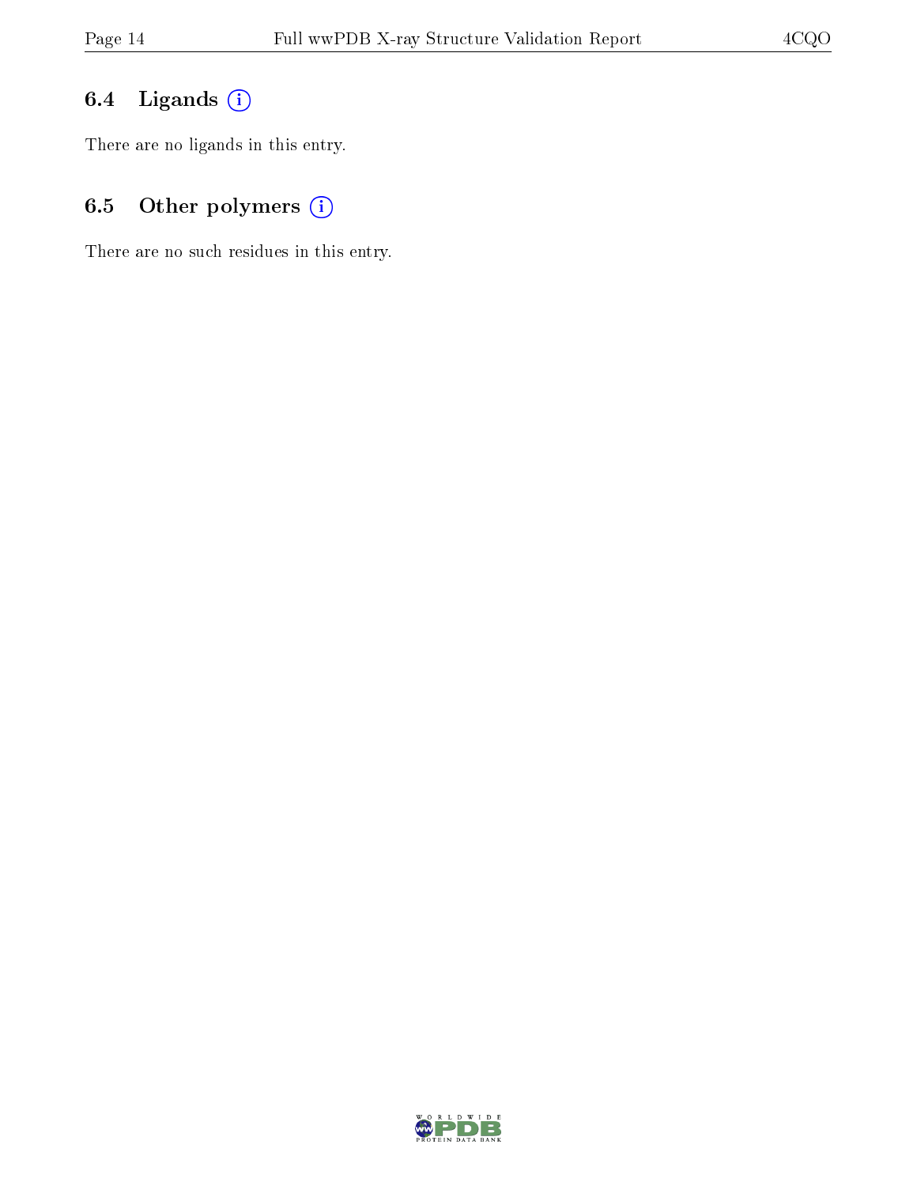### 6.4 Ligands

There are no ligands in this entry.

### 6.5 Other polymers

There are no such residues in this entry.